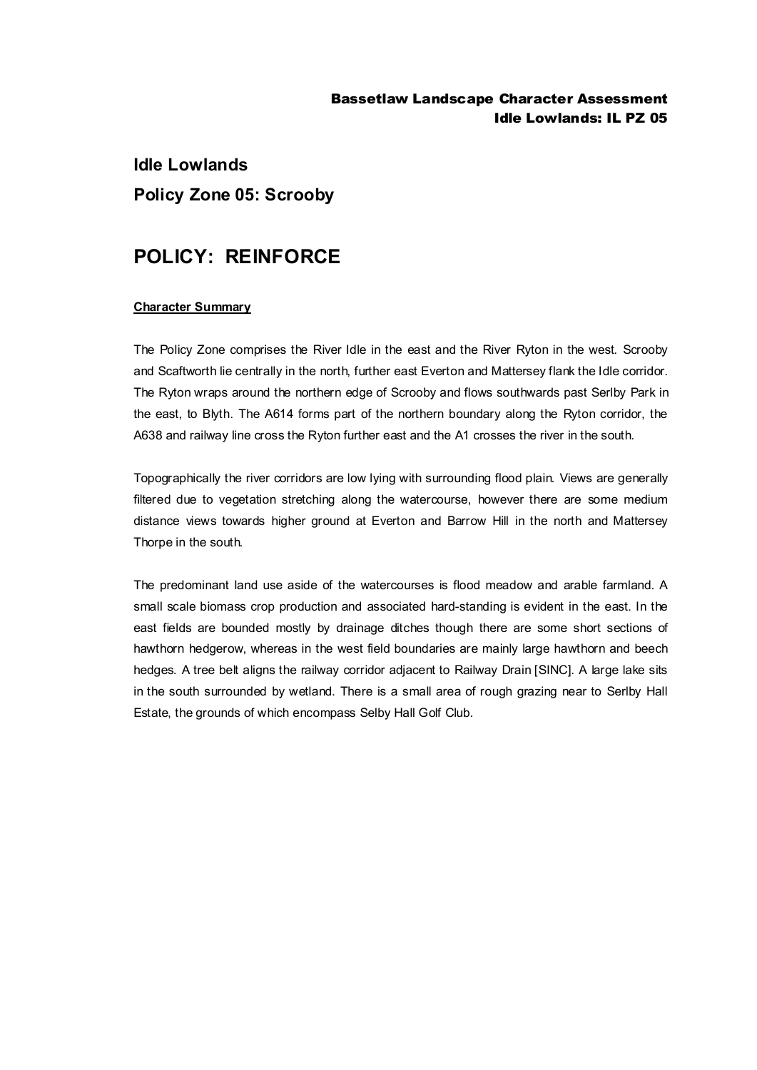# Idle Lowlands

## Policy Zone 05: Scrooby

# POLICY: REINFORCE

**Character Summary**

The Policy Zone comprises the River Idle in the east and the River Ryton in the west. Scrooby and Scaftworth lie centrally in the north, further east Everton and Mattersey flank the Idle corridor. The Ryton wraps around the northern edge of Scrooby and flows southwards past Serlby Park in the east, to Blyth. The A614 forms part of the northern boundary along the Ryton corridor, the A638 and railway line cross the Ryton further east and the A1 crosses the river in the south.

Topographically the river corridors are low lying with surrounding flood plain. Views are generally filtered due to vegetation stretching along the watercourse, however there are some medium distance views towards higher ground at Everton and Barrow Hill in the north and Mattersey Thorpe in the south.

The predominant land use aside of the watercourses is flood meadow and arable farmland. A small scale biomass crop production and associated hard-standing is evident in the east. In the east fields are bounded mostly by drainage ditches though there are some short sections of hawthorn hedgerow, whereas in the west field boundaries are mainly large hawthorn and beech hedges. A tree belt aligns the railway corridor adjacent to Railway Drain [SINC]. A large lake sits in the south surrounded by wetland. There is a small area of rough grazing near to Serlby Hall Estate, the grounds of which encompass Selby Hall Golf Club.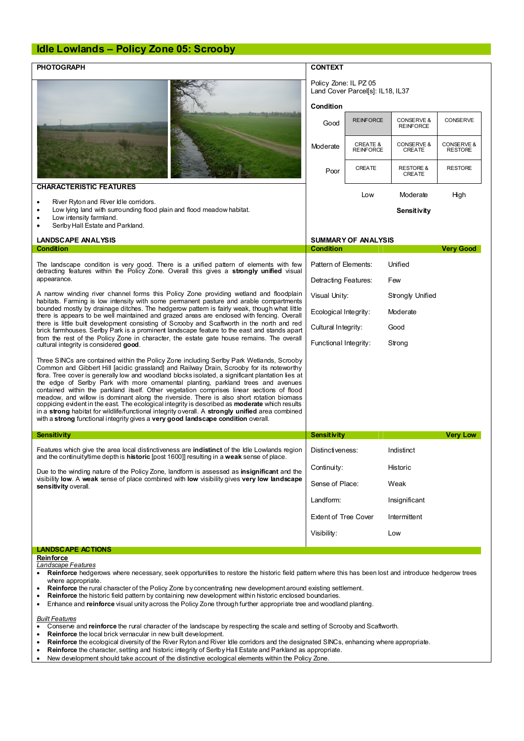# Idle Lowlands – Policy Zone 05: Scrooby

## PHOTOGRAPH

## CHARACTERISTIC FEATURES

- River Ryton and River Idle corridors.
- Low lying land with surrounding flood plain and flood meadow habitat.
- Low intensity farmland.
- Serlby Hall Estate and Parkland.

## CONTEXT

Policy Zone: IL PZ 05
Land Cover Parcel[s]: IL18, IL37

**Condition**

| | | | |
|---|---|---|---|
| Good | REINFORCE | CONSERVE & REINFORCE | CONSERVE |
| Moderate | CREATE & REINFORCE | CONSERVE & CREATE | CONSERVE & RESTORE |
| Poor | CREATE | RESTORE & CREATE | RESTORE |
| | Low | Moderate | High |

**Sensitivity**

## LANDSCAPE ANALYSIS

### Condition

The landscape condition is very good. There is a unified pattern of elements with few detracting features within the Policy Zone. Overall this gives a **strongly unified** visual appearance.

A narrow winding river channel forms this Policy Zone providing wetland and floodplain habitats. Farming is low intensity with some permanent pasture and arable compartments bounded mostly by drainage ditches. The hedgerow pattern is fairly weak, though what little there is appears to be well maintained and grazed areas are enclosed with fencing. Overall there is little built development consisting of Scrooby and Scaftworth in the north and red brick farmhouses. Serlby Park is a prominent landscape feature to the east and stands apart from the rest of the Policy Zone in character, the estate gate house remains. The overall cultural integrity is considered **good**.

Three SINCs are contained within the Policy Zone including Serlby Park Wetlands, Scrooby Common and Gibbert Hill [acidic grassland] and Railway Drain, Scrooby for its noteworthy flora. Tree cover is generally low and woodland blocks isolated, a significant plantation lies at the edge of Serlby Park with more ornamental planting, parkland trees and avenues contained within the parkland itself. Other vegetation comprises linear sections of flood meadow, and willow is dominant along the riverside. There is also short rotation biomass coppicing evident in the east. The ecological integrity is described as **moderate** which results in a **strong** habitat for wildlife/functional integrity overall. A **strongly unified** area combined with a **strong** functional integrity gives a **very good landscape condition** overall.

## SUMMARY OF ANALYSIS

| Condition | Very Good |
|---|---|
| Pattern of Elements: | Unified |
| Detracting Features: | Few |
| Visual Unity: | Strongly Unified |
| Ecological Integrity: | Moderate |
| Cultural Integrity: | Good |
| Functional Integrity: | Strong |

### Sensitivity

Features which give the area local distinctiveness are **indistinct** of the Idle Lowlands region and the continuity/time depth is **historic** [post 1600]] resulting in a **weak** sense of place.

Due to the winding nature of the Policy Zone, landform is assessed as **insignificant** and the visibility **low**. A **weak** sense of place combined with **low** visibility gives **very low landscape sensitivity** overall.

| Sensitivity | Very Low |
|---|---|
| Distinctiveness: | Indistinct |
| Continuity: | Historic |
| Sense of Place: | Weak |
| Landform: | Insignificant |
| Extent of Tree Cover | Intermittent |
| Visibility: | Low |

## LANDSCAPE ACTIONS

### Reinforce

*Landscape Features*

- **Reinforce** hedgerows where necessary, seek opportunities to restore the historic field pattern where this has been lost and introduce hedgerow trees where appropriate.
- **Reinforce** the rural character of the Policy Zone by concentrating new development around existing settlement.
- **Reinforce** the historic field pattern by containing new development within historic enclosed boundaries.
- Enhance and **reinforce** visual unity across the Policy Zone through further appropriate tree and woodland planting.

*Built Features*

- Conserve and **reinforce** the rural character of the landscape by respecting the scale and setting of Scrooby and Scaftworth.
- **Reinforce** the local brick vernacular in new built development.
- **Reinforce** the ecological diversity of the River Ryton and River Idle corridors and the designated SINCs, enhancing where appropriate.
- **Reinforce** the character, setting and historic integrity of Serlby Hall Estate and Parkland as appropriate.
- New development should take account of the distinctive ecological elements within the Policy Zone.